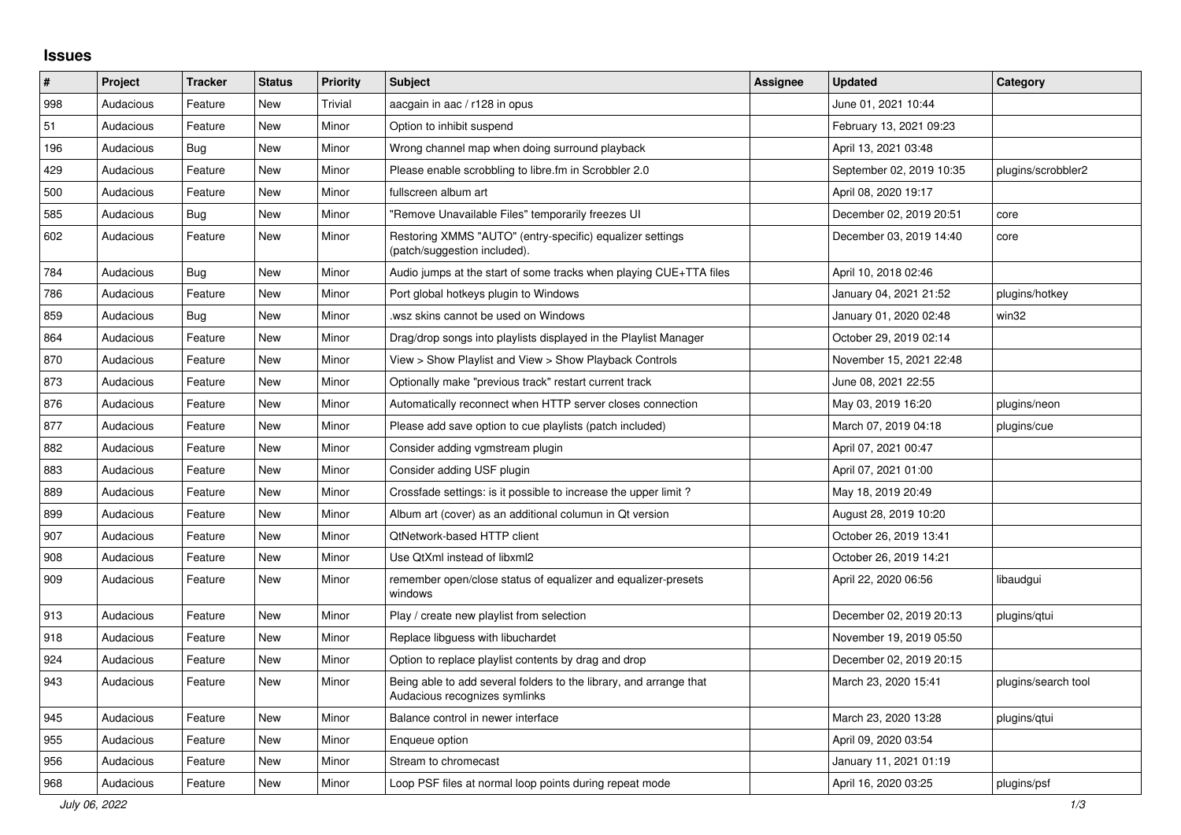# Issues

| # | Project | Tracker | Status | Priority | Subject | Assignee | Updated | Category |
|---|---|---|---|---|---|---|---|---|
| 998 | Audacious | Feature | New | Trivial | aacgain in aac / r128 in opus | | June 01, 2021 10:44 | |
| 51 | Audacious | Feature | New | Minor | Option to inhibit suspend | | February 13, 2021 09:23 | |
| 196 | Audacious | Bug | New | Minor | Wrong channel map when doing surround playback | | April 13, 2021 03:48 | |
| 429 | Audacious | Feature | New | Minor | Please enable scrobbling to libre.fm in Scrobbler 2.0 | | September 02, 2019 10:35 | plugins/scrobbler2 |
| 500 | Audacious | Feature | New | Minor | fullscreen album art | | April 08, 2020 19:17 | |
| 585 | Audacious | Bug | New | Minor | "Remove Unavailable Files" temporarily freezes UI | | December 02, 2019 20:51 | core |
| 602 | Audacious | Feature | New | Minor | Restoring XMMS "AUTO" (entry-specific) equalizer settings (patch/suggestion included). | | December 03, 2019 14:40 | core |
| 784 | Audacious | Bug | New | Minor | Audio jumps at the start of some tracks when playing CUE+TTA files | | April 10, 2018 02:46 | |
| 786 | Audacious | Feature | New | Minor | Port global hotkeys plugin to Windows | | January 04, 2021 21:52 | plugins/hotkey |
| 859 | Audacious | Bug | New | Minor | .wsz skins cannot be used on Windows | | January 01, 2020 02:48 | win32 |
| 864 | Audacious | Feature | New | Minor | Drag/drop songs into playlists displayed in the Playlist Manager | | October 29, 2019 02:14 | |
| 870 | Audacious | Feature | New | Minor | View > Show Playlist and View > Show Playback Controls | | November 15, 2021 22:48 | |
| 873 | Audacious | Feature | New | Minor | Optionally make "previous track" restart current track | | June 08, 2021 22:55 | |
| 876 | Audacious | Feature | New | Minor | Automatically reconnect when HTTP server closes connection | | May 03, 2019 16:20 | plugins/neon |
| 877 | Audacious | Feature | New | Minor | Please add save option to cue playlists (patch included) | | March 07, 2019 04:18 | plugins/cue |
| 882 | Audacious | Feature | New | Minor | Consider adding vgmstream plugin | | April 07, 2021 00:47 | |
| 883 | Audacious | Feature | New | Minor | Consider adding USF plugin | | April 07, 2021 01:00 | |
| 889 | Audacious | Feature | New | Minor | Crossfade settings: is it possible to increase the upper limit ? | | May 18, 2019 20:49 | |
| 899 | Audacious | Feature | New | Minor | Album art (cover) as an additional columun in Qt version | | August 28, 2019 10:20 | |
| 907 | Audacious | Feature | New | Minor | QtNetwork-based HTTP client | | October 26, 2019 13:41 | |
| 908 | Audacious | Feature | New | Minor | Use QtXml instead of libxml2 | | October 26, 2019 14:21 | |
| 909 | Audacious | Feature | New | Minor | remember open/close status of equalizer and equalizer-presets windows | | April 22, 2020 06:56 | libaudgui |
| 913 | Audacious | Feature | New | Minor | Play / create new playlist from selection | | December 02, 2019 20:13 | plugins/qtui |
| 918 | Audacious | Feature | New | Minor | Replace libguess with libuchardet | | November 19, 2019 05:50 | |
| 924 | Audacious | Feature | New | Minor | Option to replace playlist contents by drag and drop | | December 02, 2019 20:15 | |
| 943 | Audacious | Feature | New | Minor | Being able to add several folders to the library, and arrange that Audacious recognizes symlinks | | March 23, 2020 15:41 | plugins/search tool |
| 945 | Audacious | Feature | New | Minor | Balance control in newer interface | | March 23, 2020 13:28 | plugins/qtui |
| 955 | Audacious | Feature | New | Minor | Enqueue option | | April 09, 2020 03:54 | |
| 956 | Audacious | Feature | New | Minor | Stream to chromecast | | January 11, 2021 01:19 | |
| 968 | Audacious | Feature | New | Minor | Loop PSF files at normal loop points during repeat mode | | April 16, 2020 03:25 | plugins/psf |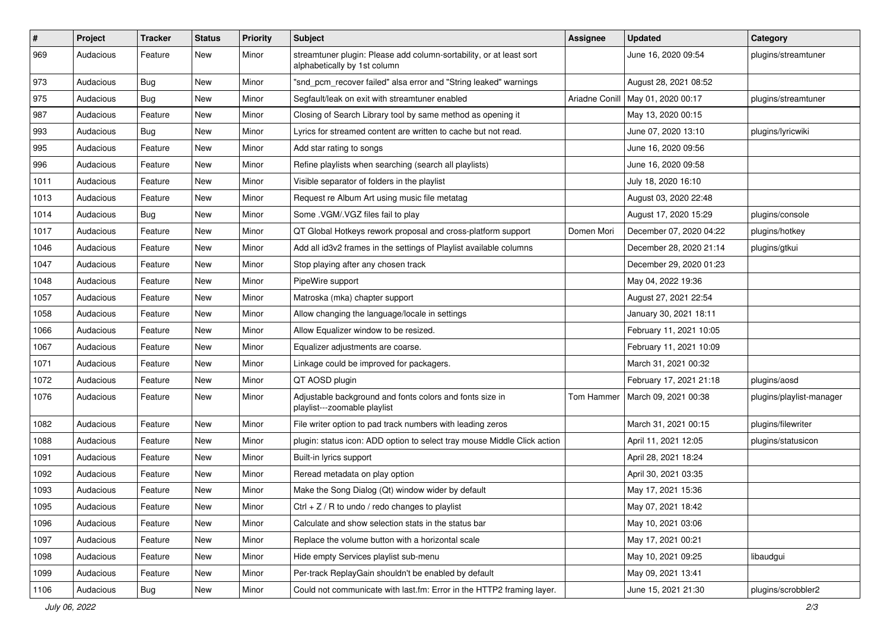| # | Project | Tracker | Status | Priority | Subject | Assignee | Updated | Category |
|---|---|---|---|---|---|---|---|---|
| 969 | Audacious | Feature | New | Minor | streamtuner plugin: Please add column-sortability, or at least sort alphabetically by 1st column | | June 16, 2020 09:54 | plugins/streamtuner |
| 973 | Audacious | Bug | New | Minor | "snd_pcm_recover failed" alsa error and "String leaked" warnings | | August 28, 2021 08:52 | |
| 975 | Audacious | Bug | New | Minor | Segfault/leak on exit with streamtuner enabled | Ariadne Conill | May 01, 2020 00:17 | plugins/streamtuner |
| 987 | Audacious | Feature | New | Minor | Closing of Search Library tool by same method as opening it | | May 13, 2020 00:15 | |
| 993 | Audacious | Bug | New | Minor | Lyrics for streamed content are written to cache but not read. | | June 07, 2020 13:10 | plugins/lyricwiki |
| 995 | Audacious | Feature | New | Minor | Add star rating to songs | | June 16, 2020 09:56 | |
| 996 | Audacious | Feature | New | Minor | Refine playlists when searching (search all playlists) | | June 16, 2020 09:58 | |
| 1011 | Audacious | Feature | New | Minor | Visible separator of folders in the playlist | | July 18, 2020 16:10 | |
| 1013 | Audacious | Feature | New | Minor | Request re Album Art using music file metatag | | August 03, 2020 22:48 | |
| 1014 | Audacious | Bug | New | Minor | Some .VGM/.VGZ files fail to play | | August 17, 2020 15:29 | plugins/console |
| 1017 | Audacious | Feature | New | Minor | QT Global Hotkeys rework proposal and cross-platform support | Domen Mori | December 07, 2020 04:22 | plugins/hotkey |
| 1046 | Audacious | Feature | New | Minor | Add all id3v2 frames in the settings of Playlist available columns | | December 28, 2020 21:14 | plugins/gtkui |
| 1047 | Audacious | Feature | New | Minor | Stop playing after any chosen track | | December 29, 2020 01:23 | |
| 1048 | Audacious | Feature | New | Minor | PipeWire support | | May 04, 2022 19:36 | |
| 1057 | Audacious | Feature | New | Minor | Matroska (mka) chapter support | | August 27, 2021 22:54 | |
| 1058 | Audacious | Feature | New | Minor | Allow changing the language/locale in settings | | January 30, 2021 18:11 | |
| 1066 | Audacious | Feature | New | Minor | Allow Equalizer window to be resized. | | February 11, 2021 10:05 | |
| 1067 | Audacious | Feature | New | Minor | Equalizer adjustments are coarse. | | February 11, 2021 10:09 | |
| 1071 | Audacious | Feature | New | Minor | Linkage could be improved for packagers. | | March 31, 2021 00:32 | |
| 1072 | Audacious | Feature | New | Minor | QT AOSD plugin | | February 17, 2021 21:18 | plugins/aosd |
| 1076 | Audacious | Feature | New | Minor | Adjustable background and fonts colors and fonts size in playlist---zoomable playlist | Tom Hammer | March 09, 2021 00:38 | plugins/playlist-manager |
| 1082 | Audacious | Feature | New | Minor | File writer option to pad track numbers with leading zeros | | March 31, 2021 00:15 | plugins/filewriter |
| 1088 | Audacious | Feature | New | Minor | plugin: status icon: ADD option to select tray mouse Middle Click action | | April 11, 2021 12:05 | plugins/statusicon |
| 1091 | Audacious | Feature | New | Minor | Built-in lyrics support | | April 28, 2021 18:24 | |
| 1092 | Audacious | Feature | New | Minor | Reread metadata on play option | | April 30, 2021 03:35 | |
| 1093 | Audacious | Feature | New | Minor | Make the Song Dialog (Qt) window wider by default | | May 17, 2021 15:36 | |
| 1095 | Audacious | Feature | New | Minor | Ctrl + Z / R to undo / redo changes to playlist | | May 07, 2021 18:42 | |
| 1096 | Audacious | Feature | New | Minor | Calculate and show selection stats in the status bar | | May 10, 2021 03:06 | |
| 1097 | Audacious | Feature | New | Minor | Replace the volume button with a horizontal scale | | May 17, 2021 00:21 | |
| 1098 | Audacious | Feature | New | Minor | Hide empty Services playlist sub-menu | | May 10, 2021 09:25 | libaudgui |
| 1099 | Audacious | Feature | New | Minor | Per-track ReplayGain shouldn't be enabled by default | | May 09, 2021 13:41 | |
| 1106 | Audacious | Bug | New | Minor | Could not communicate with last.fm: Error in the HTTP2 framing layer. | | June 15, 2021 21:30 | plugins/scrobbler2 |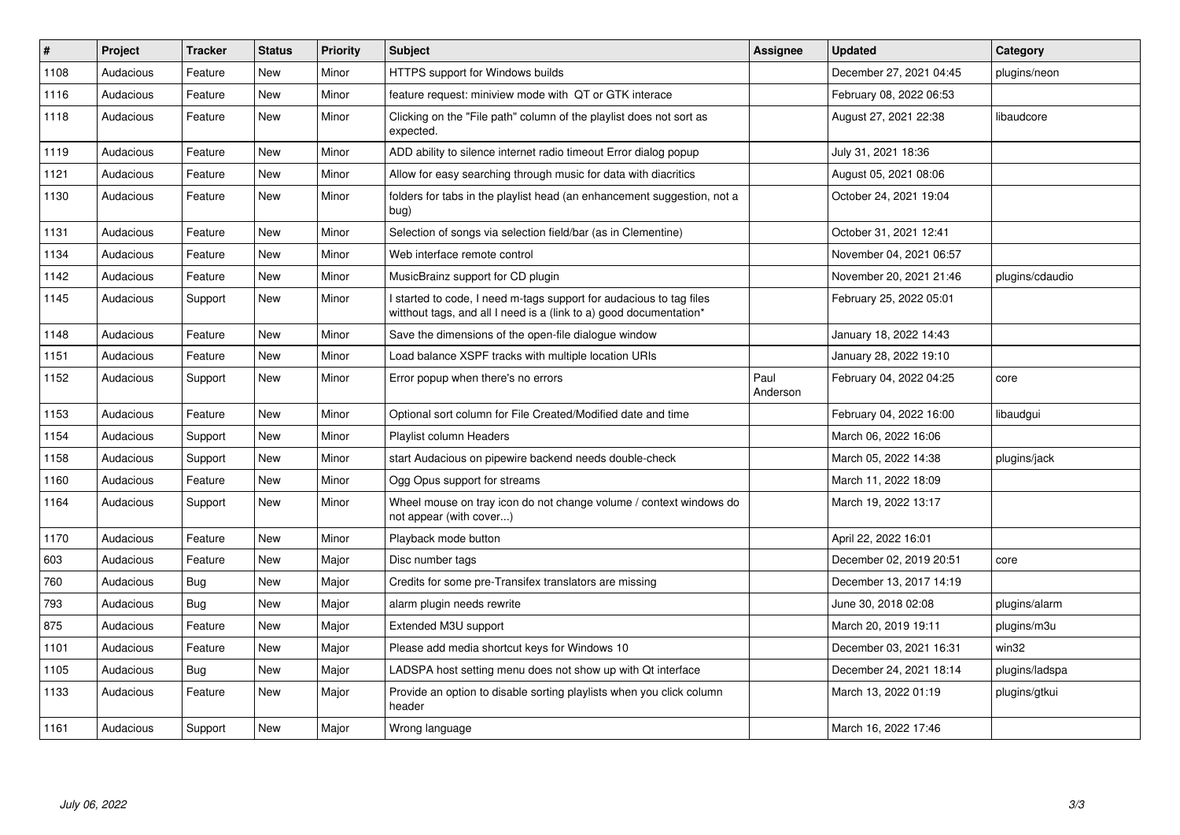| # | Project | Tracker | Status | Priority | Subject | Assignee | Updated | Category |
|---|---|---|---|---|---|---|---|---|
| 1108 | Audacious | Feature | New | Minor | HTTPS support for Windows builds | | December 27, 2021 04:45 | plugins/neon |
| 1116 | Audacious | Feature | New | Minor | feature request: miniview mode with QT or GTK interace | | February 08, 2022 06:53 | |
| 1118 | Audacious | Feature | New | Minor | Clicking on the "File path" column of the playlist does not sort as expected. | | August 27, 2021 22:38 | libaudcore |
| 1119 | Audacious | Feature | New | Minor | ADD ability to silence internet radio timeout Error dialog popup | | July 31, 2021 18:36 | |
| 1121 | Audacious | Feature | New | Minor | Allow for easy searching through music for data with diacritics | | August 05, 2021 08:06 | |
| 1130 | Audacious | Feature | New | Minor | folders for tabs in the playlist head (an enhancement suggestion, not a bug) | | October 24, 2021 19:04 | |
| 1131 | Audacious | Feature | New | Minor | Selection of songs via selection field/bar (as in Clementine) | | October 31, 2021 12:41 | |
| 1134 | Audacious | Feature | New | Minor | Web interface remote control | | November 04, 2021 06:57 | |
| 1142 | Audacious | Feature | New | Minor | MusicBrainz support for CD plugin | | November 20, 2021 21:46 | plugins/cdaudio |
| 1145 | Audacious | Support | New | Minor | I started to code, I need m-tags support for audacious to tag files witthout tags, and all I need is a (link to a) good documentation* | | February 25, 2022 05:01 | |
| 1148 | Audacious | Feature | New | Minor | Save the dimensions of the open-file dialogue window | | January 18, 2022 14:43 | |
| 1151 | Audacious | Feature | New | Minor | Load balance XSPF tracks with multiple location URIs | | January 28, 2022 19:10 | |
| 1152 | Audacious | Support | New | Minor | Error popup when there's no errors | Paul Anderson | February 04, 2022 04:25 | core |
| 1153 | Audacious | Feature | New | Minor | Optional sort column for File Created/Modified date and time | | February 04, 2022 16:00 | libaudgui |
| 1154 | Audacious | Support | New | Minor | Playlist column Headers | | March 06, 2022 16:06 | |
| 1158 | Audacious | Support | New | Minor | start Audacious on pipewire backend needs double-check | | March 05, 2022 14:38 | plugins/jack |
| 1160 | Audacious | Feature | New | Minor | Ogg Opus support for streams | | March 11, 2022 18:09 | |
| 1164 | Audacious | Support | New | Minor | Wheel mouse on tray icon do not change volume / context windows do not appear (with cover...) | | March 19, 2022 13:17 | |
| 1170 | Audacious | Feature | New | Minor | Playback mode button | | April 22, 2022 16:01 | |
| 603 | Audacious | Feature | New | Major | Disc number tags | | December 02, 2019 20:51 | core |
| 760 | Audacious | Bug | New | Major | Credits for some pre-Transifex translators are missing | | December 13, 2017 14:19 | |
| 793 | Audacious | Bug | New | Major | alarm plugin needs rewrite | | June 30, 2018 02:08 | plugins/alarm |
| 875 | Audacious | Feature | New | Major | Extended M3U support | | March 20, 2019 19:11 | plugins/m3u |
| 1101 | Audacious | Feature | New | Major | Please add media shortcut keys for Windows 10 | | December 03, 2021 16:31 | win32 |
| 1105 | Audacious | Bug | New | Major | LADSPA host setting menu does not show up with Qt interface | | December 24, 2021 18:14 | plugins/ladspa |
| 1133 | Audacious | Feature | New | Major | Provide an option to disable sorting playlists when you click column header | | March 13, 2022 01:19 | plugins/gtkui |
| 1161 | Audacious | Support | New | Major | Wrong language | | March 16, 2022 17:46 | |

*July 06, 2022*